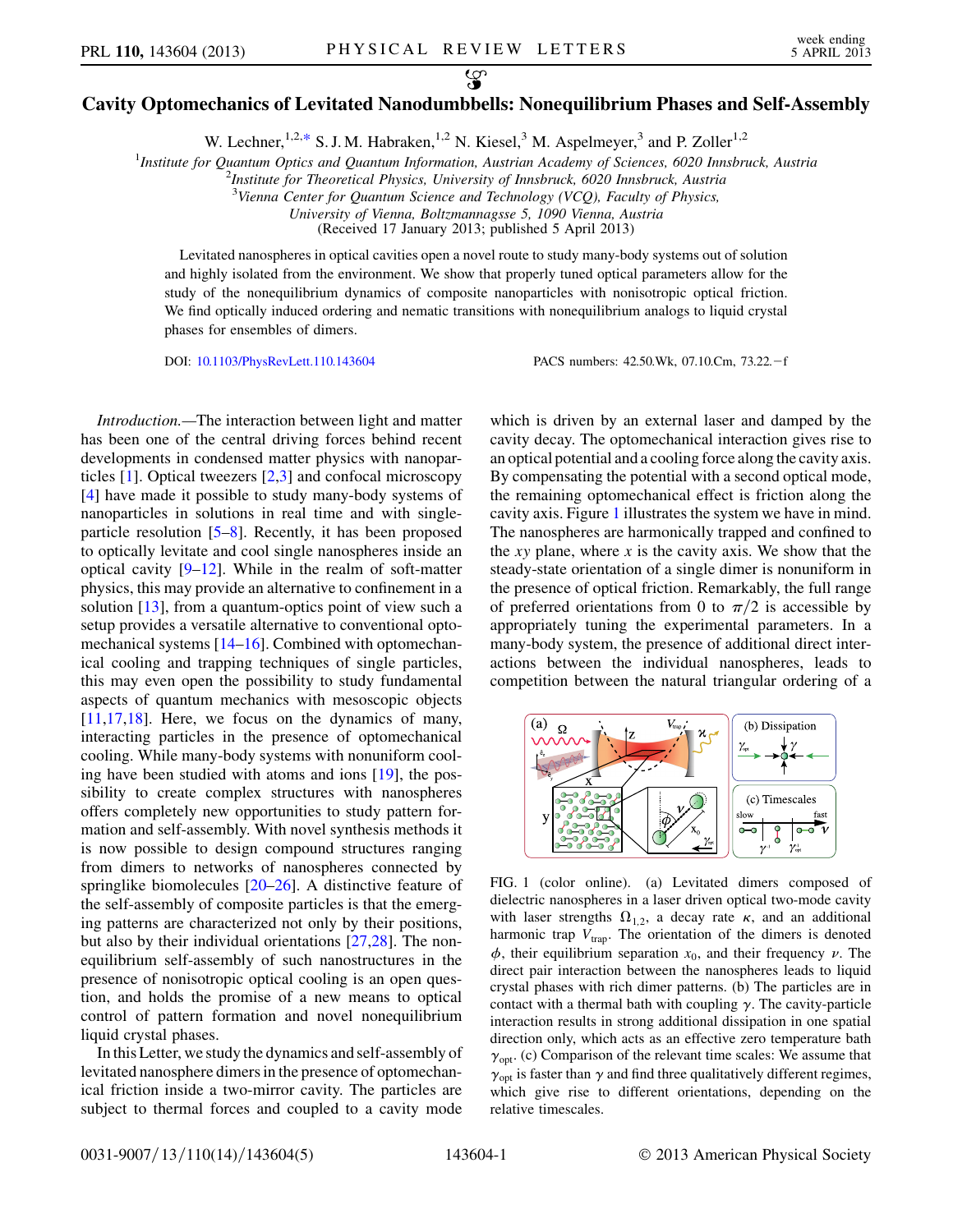# Cavity Optomechanics of Levitated Nanodumbbells: Nonequilibrium Phases and Self-Assembly

W. Lechner,[1,2,*] S. J. M. Habraken,[1,2] N. Kiesel,[3] M. Aspelmeyer,[3] and P. Zoller[1,2]

[1]*Institute for Quantum Optics and Quantum Information, Austrian Academy of Sciences, 6020 Innsbruck, Austria*
[2]*Institute for Theoretical Physics, University of Innsbruck, 6020 Innsbruck, Austria*
[3]*Vienna Center for Quantum Science and Technology (VCQ), Faculty of Physics, University of Vienna, Boltzmannagsse 5, 1090 Vienna, Austria*

(Received 17 January 2013; published 5 April 2013)

Levitated nanospheres in optical cavities open a novel route to study many-body systems out of solution and highly isolated from the environment. We show that properly tuned optical parameters allow for the study of the nonequilibrium dynamics of composite nanoparticles with nonisotropic optical friction. We find optically induced ordering and nematic transitions with nonequilibrium analogs to liquid crystal phases for ensembles of dimers.

DOI: 10.1103/PhysRevLett.110.143604 PACS numbers: 42.50.Wk, 07.10.Cm, 73.22.−f

*Introduction.*—The interaction between light and matter has been one of the central driving forces behind recent developments in condensed matter physics with nanoparticles [1]. Optical tweezers [2,3] and confocal microscopy [4] have made it possible to study many-body systems of nanoparticles in solutions in real time and with single-particle resolution [5–8]. Recently, it has been proposed to optically levitate and cool single nanospheres inside an optical cavity [9–12]. While in the realm of soft-matter physics, this may provide an alternative to confinement in a solution [13], from a quantum-optics point of view such a setup provides a versatile alternative to conventional optomechanical systems [14–16]. Combined with optomechanical cooling and trapping techniques of single particles, this may even open the possibility to study fundamental aspects of quantum mechanics with mesoscopic objects [11,17,18]. Here, we focus on the dynamics of many, interacting particles in the presence of optomechanical cooling. While many-body systems with nonuniform cooling have been studied with atoms and ions [19], the possibility to create complex structures with nanospheres offers completely new opportunities to study pattern formation and self-assembly. With novel synthesis methods it is now possible to design compound structures ranging from dimers to networks of nanospheres connected by springlike biomolecules [20–26]. A distinctive feature of the self-assembly of composite particles is that the emerging patterns are characterized not only by their positions, but also by their individual orientations [27,28]. The nonequilibrium self-assembly of such nanostructures in the presence of nonisotropic optical cooling is an open question, and holds the promise of a new means to optical control of pattern formation and novel nonequilibrium liquid crystal phases.

In this Letter, we study the dynamics and self-assembly of levitated nanosphere dimers in the presence of optomechanical friction inside a two-mirror cavity. The particles are subject to thermal forces and coupled to a cavity mode which is driven by an external laser and damped by the cavity decay. The optomechanical interaction gives rise to an optical potential and a cooling force along the cavity axis. By compensating the potential with a second optical mode, the remaining optomechanical effect is friction along the cavity axis. Figure 1 illustrates the system we have in mind. The nanospheres are harmonically trapped and confined to the $xy$ plane, where $x$ is the cavity axis. We show that the steady-state orientation of a single dimer is nonuniform in the presence of optical friction. Remarkably, the full range of preferred orientations from 0 to $\pi/2$ is accessible by appropriately tuning the experimental parameters. In a many-body system, the presence of additional direct interactions between the individual nanospheres, leads to competition between the natural triangular ordering of a

FIG. 1 (color online). (a) Levitated dimers composed of dielectric nanospheres in a laser driven optical two-mode cavity with laser strengths $\Omega_{1,2}$, a decay rate $\kappa$, and an additional harmonic trap $V_{\text{trap}}$. The orientation of the dimers is denoted $\phi$, their equilibrium separation $x_0$, and their frequency $\nu$. The direct pair interaction between the nanospheres leads to liquid crystal phases with rich dimer patterns. (b) The particles are in contact with a thermal bath with coupling $\gamma$. The cavity-particle interaction results in strong additional dissipation in one spatial direction only, which acts as an effective zero temperature bath $\gamma_{\text{opt}}$. (c) Comparison of the relevant time scales: We assume that $\gamma_{\text{opt}}$ is faster than $\gamma$ and find three qualitatively different regimes, which give rise to different orientations, depending on the relative timescales.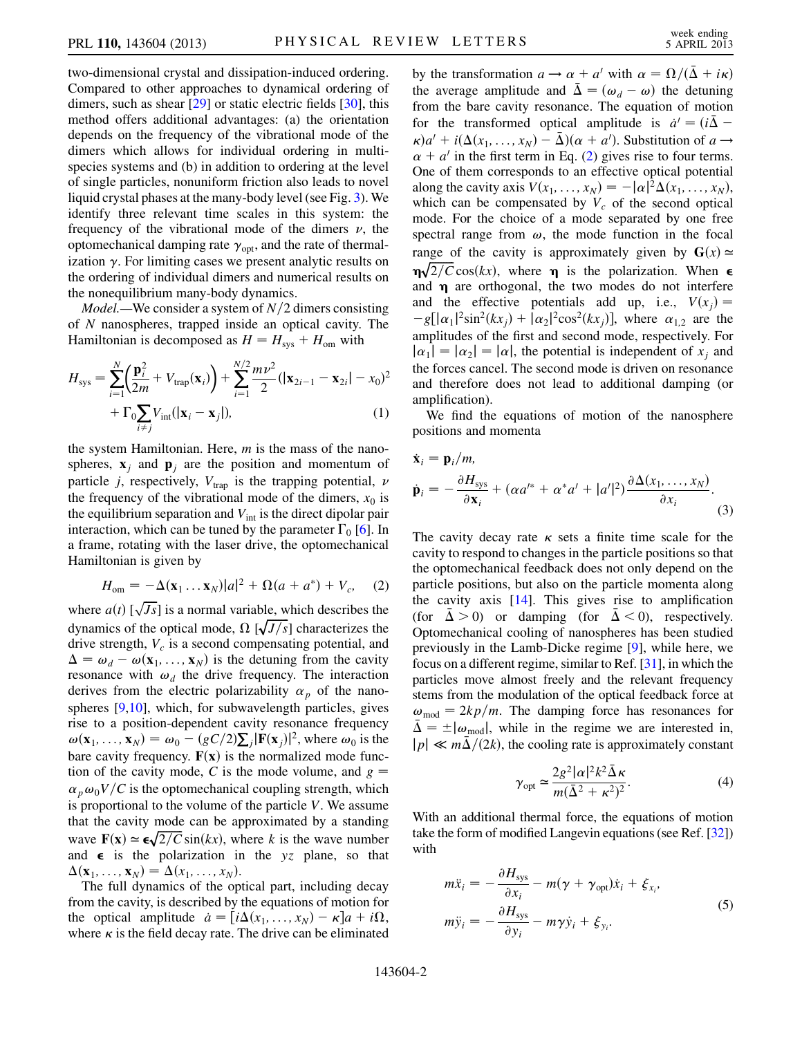two-dimensional crystal and dissipation-induced ordering. Compared to other approaches to dynamical ordering of dimers, such as shear [29] or static electric fields [30], this method offers additional advantages: (a) the orientation depends on the frequency of the vibrational mode of the dimers which allows for individual ordering in multispecies systems and (b) in addition to ordering at the level of single particles, nonuniform friction also leads to novel liquid crystal phases at the many-body level (see Fig. 3). We identify three relevant time scales in this system: the frequency of the vibrational mode of the dimers $\nu$, the optomechanical damping rate $\gamma_{\text{opt}}$, and the rate of thermalization $\gamma$. For limiting cases we present analytic results on the ordering of individual dimers and numerical results on the nonequilibrium many-body dynamics.

*Model.*—We consider a system of $N/2$ dimers consisting of $N$ nanospheres, trapped inside an optical cavity. The Hamiltonian is decomposed as $H = H_{\text{sys}} + H_{\text{om}}$ with

$$H_{\text{sys}} = \sum_{i=1}^{N}\left(\frac{\mathbf{p}_i^2}{2m} + V_{\text{trap}}(\mathbf{x}_i)\right) + \sum_{i=1}^{N/2}\frac{m\nu^2}{2}(|\mathbf{x}_{2i-1} - \mathbf{x}_{2i}| - x_0)^2 + \Gamma_0\sum_{i\neq j}V_{\text{int}}(|\mathbf{x}_i - \mathbf{x}_j|), \tag{1}$$

the system Hamiltonian. Here, $m$ is the mass of the nanospheres, $\mathbf{x}_j$ and $\mathbf{p}_j$ are the position and momentum of particle $j$, respectively, $V_{\text{trap}}$ is the trapping potential, $\nu$ the frequency of the vibrational mode of the dimers, $x_0$ is the equilibrium separation and $V_{\text{int}}$ is the direct dipolar pair interaction, which can be tuned by the parameter $\Gamma_0$ [6]. In a frame, rotating with the laser drive, the optomechanical Hamiltonian is given by

$$H_{\text{om}} = -\Delta(\mathbf{x}_1 \ldots \mathbf{x}_N)|a|^2 + \Omega(a + a^*) + V_c, \tag{2}$$

where $a(t)$ $[\sqrt{Js}]$ is a normal variable, which describes the dynamics of the optical mode, $\Omega$ $[\sqrt{J/s}]$ characterizes the drive strength, $V_c$ is a second compensating potential, and $\Delta = \omega_d - \omega(\mathbf{x}_1, \ldots, \mathbf{x}_N)$ is the detuning from the cavity resonance with $\omega_d$ the drive frequency. The interaction derives from the electric polarizability $\alpha_p$ of the nanospheres [9,10], which, for subwavelength particles, gives rise to a position-dependent cavity resonance frequency $\omega(\mathbf{x}_1, \ldots, \mathbf{x}_N) = \omega_0 - (gC/2)\sum_j|\mathbf{F}(\mathbf{x}_j)|^2$, where $\omega_0$ is the bare cavity frequency. $\mathbf{F}(\mathbf{x})$ is the normalized mode function of the cavity mode, $C$ is the mode volume, and $g = \alpha_p\omega_0 V/C$ is the optomechanical coupling strength, which is proportional to the volume of the particle $V$. We assume that the cavity mode can be approximated by a standing wave $\mathbf{F}(\mathbf{x}) \simeq \boldsymbol{\epsilon}\sqrt{2/C}\sin(kx)$, where $k$ is the wave number and $\boldsymbol{\epsilon}$ is the polarization in the $yz$ plane, so that $\Delta(\mathbf{x}_1, \ldots, \mathbf{x}_N) = \Delta(x_1, \ldots, x_N)$.

The full dynamics of the optical part, including decay from the cavity, is described by the equations of motion for the optical amplitude $\dot{a} = [i\Delta(x_1, \ldots, x_N) - \kappa]a + i\Omega$, where $\kappa$ is the field decay rate. The drive can be eliminated by the transformation $a \to \alpha + a'$ with $\alpha = \Omega/(\bar{\Delta} + i\kappa)$ the average amplitude and $\bar{\Delta} = (\omega_d - \omega)$ the detuning from the bare cavity resonance. The equation of motion for the transformed optical amplitude is $\dot{a}' = (i\bar{\Delta} - \kappa)a' + i(\Delta(x_1, \ldots, x_N) - \bar{\Delta})(\alpha + a')$. Substitution of $a \to \alpha + a'$ in the first term in Eq. (2) gives rise to four terms. One of them corresponds to an effective optical potential along the cavity axis $V(x_1, \ldots, x_N) = -|\alpha|^2\Delta(x_1, \ldots, x_N)$, which can be compensated by $V_c$ of the second optical mode. For the choice of a mode separated by one free spectral range from $\omega$, the mode function in the focal range of the cavity is approximately given by $\mathbf{G}(x) \simeq \boldsymbol{\eta}\sqrt{2/C}\cos(kx)$, where $\boldsymbol{\eta}$ is the polarization. When $\boldsymbol{\epsilon}$ and $\boldsymbol{\eta}$ are orthogonal, the two modes do not interfere and the effective potentials add up, i.e., $V(x_j) = -g[|\alpha_1|^2\sin^2(kx_j) + |\alpha_2|^2\cos^2(kx_j)]$, where $\alpha_{1,2}$ are the amplitudes of the first and second mode, respectively. For $|\alpha_1| = |\alpha_2| = |\alpha|$, the potential is independent of $x_j$ and the forces cancel. The second mode is driven on resonance and therefore does not lead to additional damping (or amplification).

We find the equations of motion of the nanosphere positions and momenta

$$\dot{\mathbf{x}}_i = \mathbf{p}_i/m,$$
$$\dot{\mathbf{p}}_i = -\frac{\partial H_{\text{sys}}}{\partial \mathbf{x}_i} + (\alpha a'^* + \alpha^* a' + |a'|^2)\frac{\partial\Delta(x_1, \ldots, x_N)}{\partial x_i}. \tag{3}$$

The cavity decay rate $\kappa$ sets a finite time scale for the cavity to respond to changes in the particle positions so that the optomechanical feedback does not only depend on the particle positions, but also on the particle momenta along the cavity axis [14]. This gives rise to amplification (for $\bar{\Delta} > 0$) or damping (for $\bar{\Delta} < 0$), respectively. Optomechanical cooling of nanospheres has been studied previously in the Lamb-Dicke regime [9], while here, we focus on a different regime, similar to Ref. [31], in which the particles move almost freely and the relevant frequency stems from the modulation of the optical feedback force at $\omega_{\text{mod}} = 2kp/m$. The damping force has resonances for $\bar{\Delta} = \pm|\omega_{\text{mod}}|$, while in the regime we are interested in, $|p| \ll m\bar{\Delta}/(2k)$, the cooling rate is approximately constant

$$\gamma_{\text{opt}} \simeq \frac{2g^2|\alpha|^2k^2\bar{\Delta}\kappa}{m(\bar{\Delta}^2 + \kappa^2)^2}. \tag{4}$$

With an additional thermal force, the equations of motion take the form of modified Langevin equations (see Ref. [32]) with

$$m\ddot{x}_i = -\frac{\partial H_{\text{sys}}}{\partial x_i} - m(\gamma + \gamma_{\text{opt}})\dot{x}_i + \xi_{x_i},$$
$$m\ddot{y}_i = -\frac{\partial H_{\text{sys}}}{\partial y_i} - m\gamma\dot{y}_i + \xi_{y_i}. \tag{5}$$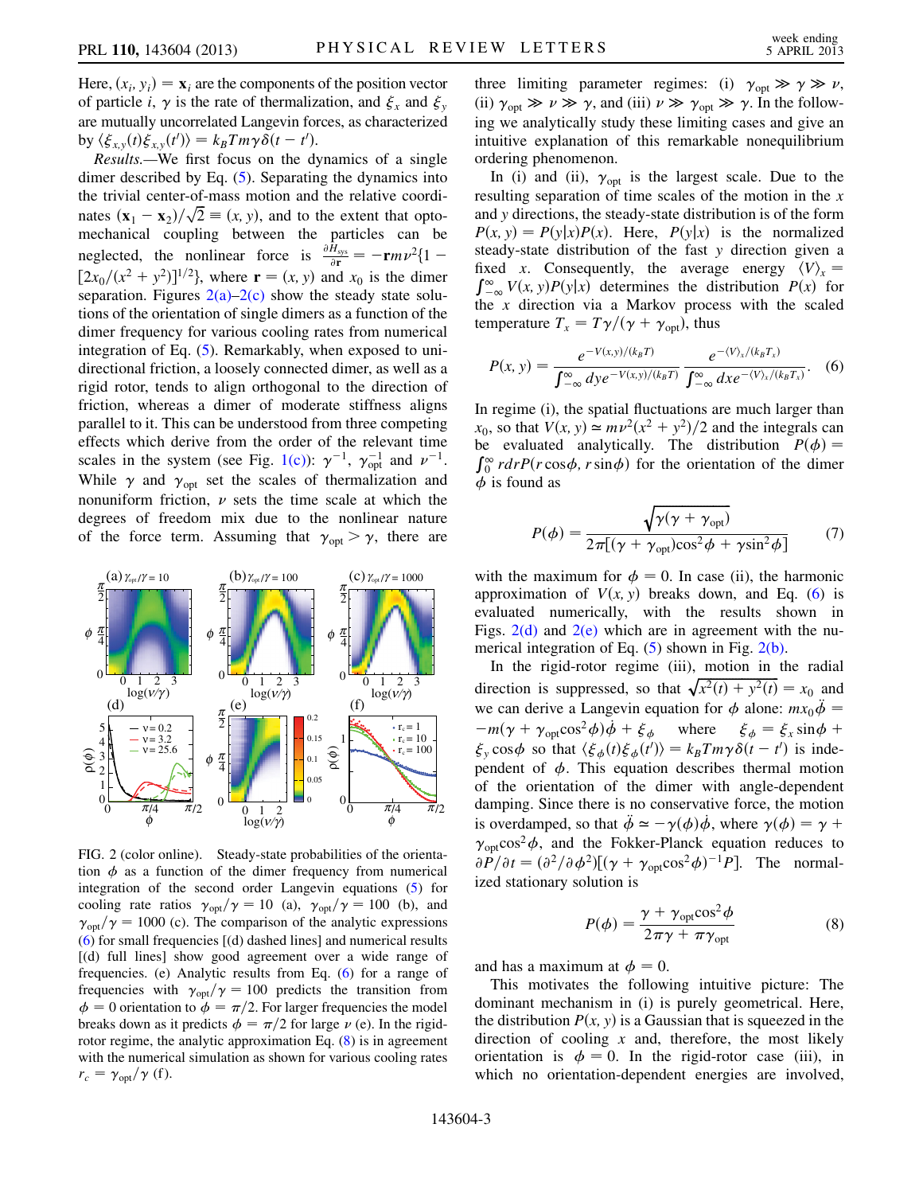Here, $(x_i, y_i) = \mathbf{x}_i$ are the components of the position vector of particle $i$, $\gamma$ is the rate of thermalization, and $\xi_x$ and $\xi_y$ are mutually uncorrelated Langevin forces, as characterized by $\langle \xi_{x,y}(t)\xi_{x,y}(t')\rangle = k_B T m\gamma\delta(t-t')$.

*Results.*—We first focus on the dynamics of a single dimer described by Eq. (5). Separating the dynamics into the trivial center-of-mass motion and the relative coordinates $(\mathbf{x}_1 - \mathbf{x}_2)/\sqrt{2} \equiv (x, y)$, and to the extent that optomechanical coupling between the particles can be neglected, the nonlinear force is $\frac{\partial H_{\rm sys}}{\partial \mathbf{r}} = -\mathbf{r}m\nu^2\{1 - [2x_0/(x^2+y^2)]^{1/2}\}$, where $\mathbf{r} = (x, y)$ and $x_0$ is the dimer separation. Figures 2(a)–2(c) show the steady state solutions of the orientation of single dimers as a function of the dimer frequency for various cooling rates from numerical integration of Eq. (5). Remarkably, when exposed to unidirectional friction, a loosely connected dimer, as well as a rigid rotor, tends to align orthogonal to the direction of friction, whereas a dimer of moderate stiffness aligns parallel to it. This can be understood from three competing effects which derive from the order of the relevant time scales in the system (see Fig. 1(c)): $\gamma^{-1}$, $\gamma_{\rm opt}^{-1}$ and $\nu^{-1}$. While $\gamma$ and $\gamma_{\rm opt}$ set the scales of thermalization and nonuniform friction, $\nu$ sets the time scale at which the degrees of freedom mix due to the nonlinear nature of the force term. Assuming that $\gamma_{\rm opt} > \gamma$, there are three limiting parameter regimes: (i) $\gamma_{\rm opt} \gg \gamma \gg \nu$, (ii) $\gamma_{\rm opt} \gg \nu \gg \gamma$, and (iii) $\nu \gg \gamma_{\rm opt} \gg \gamma$. In the following we analytically study these limiting cases and give an intuitive explanation of this remarkable nonequilibrium ordering phenomenon.

FIG. 2 (color online). Steady-state probabilities of the orientation $\phi$ as a function of the dimer frequency from numerical integration of the second order Langevin equations (5) for cooling rate ratios $\gamma_{\rm opt}/\gamma = 10$ (a), $\gamma_{\rm opt}/\gamma = 100$ (b), and $\gamma_{\rm opt}/\gamma = 1000$ (c). The comparison of the analytic expressions (6) for small frequencies [(d) dashed lines] and numerical results [(d) full lines] show good agreement over a wide range of frequencies. (e) Analytic results from Eq. (6) for a range of frequencies with $\gamma_{\rm opt}/\gamma = 100$ predicts the transition from $\phi = 0$ orientation to $\phi = \pi/2$. For larger frequencies the model breaks down as it predicts $\phi = \pi/2$ for large $\nu$ (e). In the rigid-rotor regime, the analytic approximation Eq. (8) is in agreement with the numerical simulation as shown for various cooling rates $r_c = \gamma_{\rm opt}/\gamma$ (f).

In (i) and (ii), $\gamma_{\rm opt}$ is the largest scale. Due to the resulting separation of time scales of the motion in the $x$ and $y$ directions, the steady-state distribution is of the form $P(x, y) = P(y|x)P(x)$. Here, $P(y|x)$ is the normalized steady-state distribution of the fast $y$ direction given a fixed $x$. Consequently, the average energy $\langle V\rangle_x = \int_{-\infty}^{\infty} V(x, y)P(y|x)$ determines the distribution $P(x)$ for the $x$ direction via a Markov process with the scaled temperature $T_x = T\gamma/(\gamma + \gamma_{\rm opt})$, thus

$$P(x, y) = \frac{e^{-V(x,y)/(k_B T)}}{\int_{-\infty}^{\infty} dy e^{-V(x,y)/(k_B T)}} \frac{e^{-\langle V\rangle_x/(k_B T_x)}}{\int_{-\infty}^{\infty} dx e^{-\langle V\rangle_x/(k_B T_x)}}. \quad (6)$$

In regime (i), the spatial fluctuations are much larger than $x_0$, so that $V(x, y) \simeq m\nu^2(x^2 + y^2)/2$ and the integrals can be evaluated analytically. The distribution $P(\phi) = \int_0^\infty r dr P(r\cos\phi, r\sin\phi)$ for the orientation of the dimer $\phi$ is found as

$$P(\phi) = \frac{\sqrt{\gamma(\gamma + \gamma_{\rm opt})}}{2\pi[(\gamma + \gamma_{\rm opt})\cos^2\phi + \gamma\sin^2\phi]} \quad (7)$$

with the maximum for $\phi = 0$. In case (ii), the harmonic approximation of $V(x, y)$ breaks down, and Eq. (6) is evaluated numerically, with the results shown in Figs. 2(d) and 2(e) which are in agreement with the numerical integration of Eq. (5) shown in Fig. 2(b).

In the rigid-rotor regime (iii), motion in the radial direction is suppressed, so that $\sqrt{x^2(t) + y^2(t)} = x_0$ and we can derive a Langevin equation for $\phi$ alone: $m x_0 \ddot{\phi} = -m(\gamma + \gamma_{\rm opt}\cos^2\phi)\dot{\phi} + \xi_\phi$ where $\xi_\phi = \xi_x\sin\phi + \xi_y\cos\phi$ so that $\langle \xi_\phi(t)\xi_\phi(t')\rangle = k_B T m\gamma\delta(t - t')$ is independent of $\phi$. This equation describes thermal motion of the orientation of the dimer with angle-dependent damping. Since there is no conservative force, the motion is overdamped, so that $\ddot{\phi} \simeq -\gamma(\phi)\dot{\phi}$, where $\gamma(\phi) = \gamma + \gamma_{\rm opt}\cos^2\phi$, and the Fokker-Planck equation reduces to $\partial P/\partial t = (\partial^2/\partial\phi^2)[(\gamma + \gamma_{\rm opt}\cos^2\phi)^{-1}P]$. The normalized stationary solution is

$$P(\phi) = \frac{\gamma + \gamma_{\rm opt}\cos^2\phi}{2\pi\gamma + \pi\gamma_{\rm opt}} \quad (8)$$

and has a maximum at $\phi = 0$.

This motivates the following intuitive picture: The dominant mechanism in (i) is purely geometrical. Here, the distribution $P(x, y)$ is a Gaussian that is squeezed in the direction of cooling $x$ and, therefore, the most likely orientation is $\phi = 0$. In the rigid-rotor case (iii), in which no orientation-dependent energies are involved,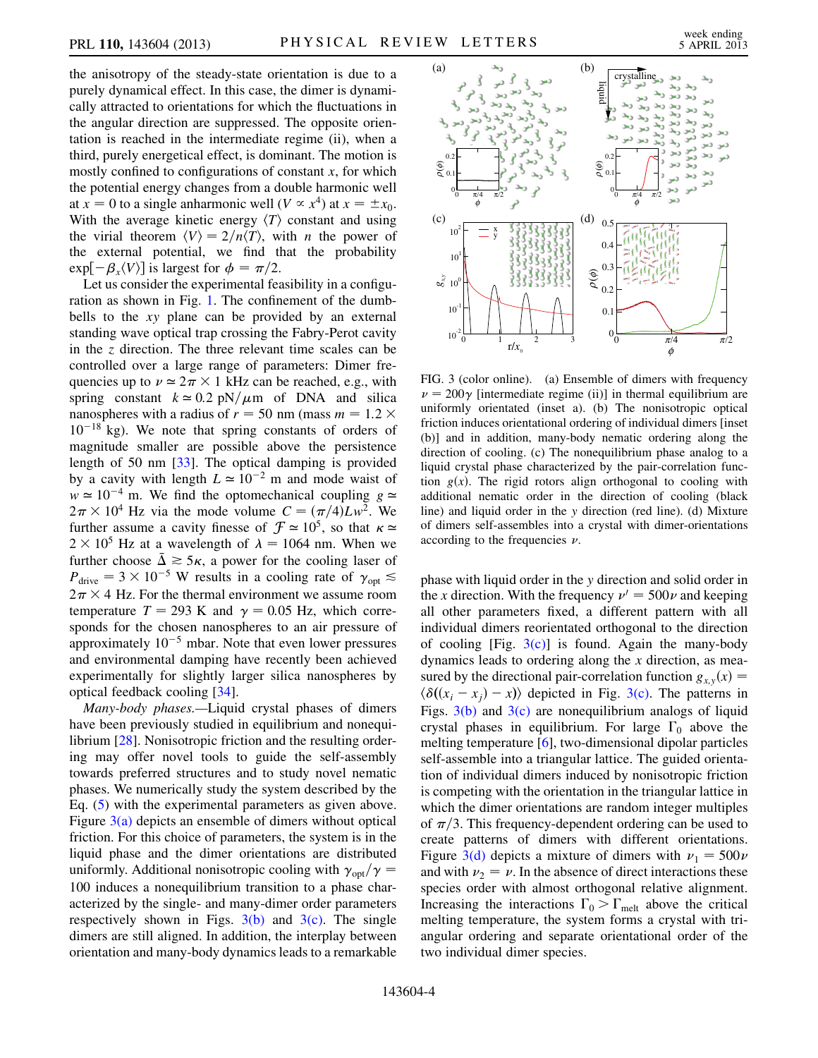the anisotropy of the steady-state orientation is due to a purely dynamical effect. In this case, the dimer is dynamically attracted to orientations for which the fluctuations in the angular direction are suppressed. The opposite orientation is reached in the intermediate regime (ii), when a third, purely energetical effect, is dominant. The motion is mostly confined to configurations of constant $x$, for which the potential energy changes from a double harmonic well at $x = 0$ to a single anharmonic well ($V \propto x^4$) at $x = \pm x_0$. With the average kinetic energy $\langle T \rangle$ constant and using the virial theorem $\langle V \rangle = 2/n \langle T \rangle$, with $n$ the power of the external potential, we find that the probability $\exp[-\beta_x \langle V \rangle]$ is largest for $\phi = \pi/2$.

Let us consider the experimental feasibility in a configuration as shown in Fig. 1. The confinement of the dumbbells to the $xy$ plane can be provided by an external standing wave optical trap crossing the Fabry-Perot cavity in the $z$ direction. The three relevant time scales can be controlled over a large range of parameters: Dimer frequencies up to $\nu \simeq 2\pi \times 1$ kHz can be reached, e.g., with spring constant $k \simeq 0.2$ pN/$\mu$m of DNA and silica nanospheres with a radius of $r = 50$ nm (mass $m = 1.2 \times 10^{-18}$ kg). We note that spring constants of orders of magnitude smaller are possible above the persistence length of 50 nm [33]. The optical damping is provided by a cavity with length $L \simeq 10^{-2}$ m and mode waist of $w \simeq 10^{-4}$ m. We find the optomechanical coupling $g \simeq 2\pi \times 10^4$ Hz via the mode volume $C = (\pi/4)Lw^2$. We further assume a cavity finesse of $\mathcal{F} \simeq 10^5$, so that $\kappa \simeq 2 \times 10^5$ Hz at a wavelength of $\lambda = 1064$ nm. When we further choose $\bar{\Delta} \gtrsim 5\kappa$, a power for the cooling laser of $P_{\rm drive} = 3 \times 10^{-5}$ W results in a cooling rate of $\gamma_{\rm opt} \lesssim 2\pi \times 4$ Hz. For the thermal environment we assume room temperature $T = 293$ K and $\gamma = 0.05$ Hz, which corresponds for the chosen nanospheres to an air pressure of approximately $10^{-5}$ mbar. Note that even lower pressures and environmental damping have recently been achieved experimentally for slightly larger silica nanospheres by optical feedback cooling [34].

*Many-body phases.*—Liquid crystal phases of dimers have been previously studied in equilibrium and nonequilibrium [28]. Nonisotropic friction and the resulting ordering may offer novel tools to guide the self-assembly towards preferred structures and to study novel nematic phases. We numerically study the system described by the Eq. (5) with the experimental parameters as given above. Figure 3(a) depicts an ensemble of dimers without optical friction. For this choice of parameters, the system is in the liquid phase and the dimer orientations are distributed uniformly. Additional nonisotropic cooling with $\gamma_{\rm opt}/\gamma = 100$ induces a nonequilibrium transition to a phase characterized by the single- and many-dimer order parameters respectively shown in Figs. 3(b) and 3(c). The single dimers are still aligned. In addition, the interplay between orientation and many-body dynamics leads to a remarkable phase with liquid order in the $y$ direction and solid order in the $x$ direction. With the frequency $\nu' = 500\nu$ and keeping all other parameters fixed, a different pattern with all individual dimers reorientated orthogonal to the direction of cooling [Fig. 3(c)] is found. Again the many-body dynamics leads to ordering along the $x$ direction, as measured by the directional pair-correlation function $g_{x,y}(x) = \langle \delta((x_i - x_j) - x) \rangle$ depicted in Fig. 3(c). The patterns in Figs. 3(b) and 3(c) are nonequilibrium analogs of liquid crystal phases in equilibrium. For large $\Gamma_0$ above the melting temperature [6], two-dimensional dipolar particles self-assemble into a triangular lattice. The guided orientation of individual dimers induced by nonisotropic friction is competing with the orientation in the triangular lattice in which the dimer orientations are random integer multiples of $\pi/3$. This frequency-dependent ordering can be used to create patterns of dimers with different orientations. Figure 3(d) depicts a mixture of dimers with $\nu_1 = 500\nu$ and with $\nu_2 = \nu$. In the absence of direct interactions these species order with almost orthogonal relative alignment. Increasing the interactions $\Gamma_0 > \Gamma_{\rm melt}$ above the critical melting temperature, the system forms a crystal with triangular ordering and separate orientational order of the two individual dimer species.

FIG. 3 (color online). (a) Ensemble of dimers with frequency $\nu = 200\gamma$ [intermediate regime (ii)] in thermal equilibrium are uniformly orientated (inset a). (b) The nonisotropic optical friction induces orientational ordering of individual dimers [inset (b)] and in addition, many-body nematic ordering along the direction of cooling. (c) The nonequilibrium phase analog to a liquid crystal phase characterized by the pair-correlation function $g(x)$. The rigid rotors align orthogonal to cooling with additional nematic order in the direction of cooling (black line) and liquid order in the $y$ direction (red line). (d) Mixture of dimers self-assembles into a crystal with dimer-orientations according to the frequencies $\nu$.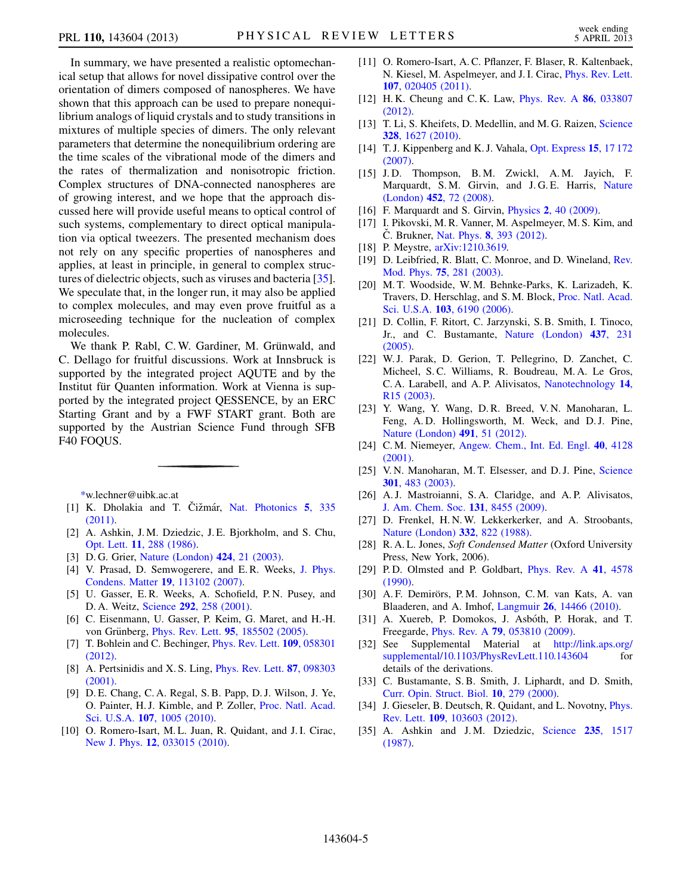In summary, we have presented a realistic optomechanical setup that allows for novel dissipative control over the orientation of dimers composed of nanospheres. We have shown that this approach can be used to prepare nonequilibrium analogs of liquid crystals and to study transitions in mixtures of multiple species of dimers. The only relevant parameters that determine the nonequilibrium ordering are the time scales of the vibrational mode of the dimers and the rates of thermalization and nonisotropic friction. Complex structures of DNA-connected nanospheres are of growing interest, and we hope that the approach discussed here will provide useful means to optical control of such systems, complementary to direct optical manipulation via optical tweezers. The presented mechanism does not rely on any specific properties of nanospheres and applies, at least in principle, in general to complex structures of dielectric objects, such as viruses and bacteria [35]. We speculate that, in the longer run, it may also be applied to complex molecules, and may even prove fruitful as a microseeding technique for the nucleation of complex molecules.

We thank P. Rabl, C. W. Gardiner, M. Grünwald, and C. Dellago for fruitful discussions. Work at Innsbruck is supported by the integrated project AQUTE and by the Institut für Quanten information. Work at Vienna is supported by the integrated project QESSENCE, by an ERC Starting Grant and by a FWF START grant. Both are supported by the Austrian Science Fund through SFB F40 FOQUS.

---

*w.lechner@uibk.ac.at

[1] K. Dholakia and T. Čižmár, Nat. Photonics **5**, 335 (2011).

[2] A. Ashkin, J. M. Dziedzic, J. E. Bjorkholm, and S. Chu, Opt. Lett. **11**, 288 (1986).

[3] D. G. Grier, Nature (London) **424**, 21 (2003).

[4] V. Prasad, D. Semwogerere, and E. R. Weeks, J. Phys. Condens. Matter **19**, 113102 (2007).

[5] U. Gasser, E. R. Weeks, A. Schofield, P. N. Pusey, and D. A. Weitz, Science **292**, 258 (2001).

[6] C. Eisenmann, U. Gasser, P. Keim, G. Maret, and H.-H. von Grünberg, Phys. Rev. Lett. **95**, 185502 (2005).

[7] T. Bohlein and C. Bechinger, Phys. Rev. Lett. **109**, 058301 (2012).

[8] A. Pertsinidis and X. S. Ling, Phys. Rev. Lett. **87**, 098303 (2001).

[9] D. E. Chang, C. A. Regal, S. B. Papp, D. J. Wilson, J. Ye, O. Painter, H. J. Kimble, and P. Zoller, Proc. Natl. Acad. Sci. U.S.A. **107**, 1005 (2010).

[10] O. Romero-Isart, M. L. Juan, R. Quidant, and J. I. Cirac, New J. Phys. **12**, 033015 (2010).

[11] O. Romero-Isart, A. C. Pflanzer, F. Blaser, R. Kaltenbaek, N. Kiesel, M. Aspelmeyer, and J. I. Cirac, Phys. Rev. Lett. **107**, 020405 (2011).

[12] H. K. Cheung and C. K. Law, Phys. Rev. A **86**, 033807 (2012).

[13] T. Li, S. Kheifets, D. Medellin, and M. G. Raizen, Science **328**, 1627 (2010).

[14] T. J. Kippenberg and K. J. Vahala, Opt. Express **15**, 17 172 (2007).

[15] J. D. Thompson, B. M. Zwickl, A. M. Jayich, F. Marquardt, S. M. Girvin, and J. G. E. Harris, Nature (London) **452**, 72 (2008).

[16] F. Marquardt and S. Girvin, Physics **2**, 40 (2009).

[17] I. Pikovski, M. R. Vanner, M. Aspelmeyer, M. S. Kim, and Č. Brukner, Nat. Phys. **8**, 393 (2012).

[18] P. Meystre, arXiv:1210.3619.

[19] D. Leibfried, R. Blatt, C. Monroe, and D. Wineland, Rev. Mod. Phys. **75**, 281 (2003).

[20] M. T. Woodside, W. M. Behnke-Parks, K. Larizadeh, K. Travers, D. Herschlag, and S. M. Block, Proc. Natl. Acad. Sci. U.S.A. **103**, 6190 (2006).

[21] D. Collin, F. Ritort, C. Jarzynski, S. B. Smith, I. Tinoco, Jr., and C. Bustamante, Nature (London) **437**, 231 (2005).

[22] W. J. Parak, D. Gerion, T. Pellegrino, D. Zanchet, C. Micheel, S. C. Williams, R. Boudreau, M. A. Le Gros, C. A. Larabell, and A. P. Alivisatos, Nanotechnology **14**, R15 (2003).

[23] Y. Wang, Y. Wang, D. R. Breed, V. N. Manoharan, L. Feng, A. D. Hollingsworth, M. Weck, and D. J. Pine, Nature (London) **491**, 51 (2012).

[24] C. M. Niemeyer, Angew. Chem., Int. Ed. Engl. **40**, 4128 (2001).

[25] V. N. Manoharan, M. T. Elsesser, and D. J. Pine, Science **301**, 483 (2003).

[26] A. J. Mastroianni, S. A. Claridge, and A. P. Alivisatos, J. Am. Chem. Soc. **131**, 8455 (2009).

[27] D. Frenkel, H. N. W. Lekkerkerker, and A. Stroobants, Nature (London) **332**, 822 (1988).

[28] R. A. L. Jones, *Soft Condensed Matter* (Oxford University Press, New York, 2006).

[29] P. D. Olmsted and P. Goldbart, Phys. Rev. A **41**, 4578 (1990).

[30] A. F. Demirörs, P. M. Johnson, C. M. van Kats, A. van Blaaderen, and A. Imhof, Langmuir **26**, 14466 (2010).

[31] A. Xuereb, P. Domokos, J. Asbóth, P. Horak, and T. Freegarde, Phys. Rev. A **79**, 053810 (2009).

[32] See Supplemental Material at http://link.aps.org/supplemental/10.1103/PhysRevLett.110.143604 for details of the derivations.

[33] C. Bustamante, S. B. Smith, J. Liphardt, and D. Smith, Curr. Opin. Struct. Biol. **10**, 279 (2000).

[34] J. Gieseler, B. Deutsch, R. Quidant, and L. Novotny, Phys. Rev. Lett. **109**, 103603 (2012).

[35] A. Ashkin and J. M. Dziedzic, Science **235**, 1517 (1987).